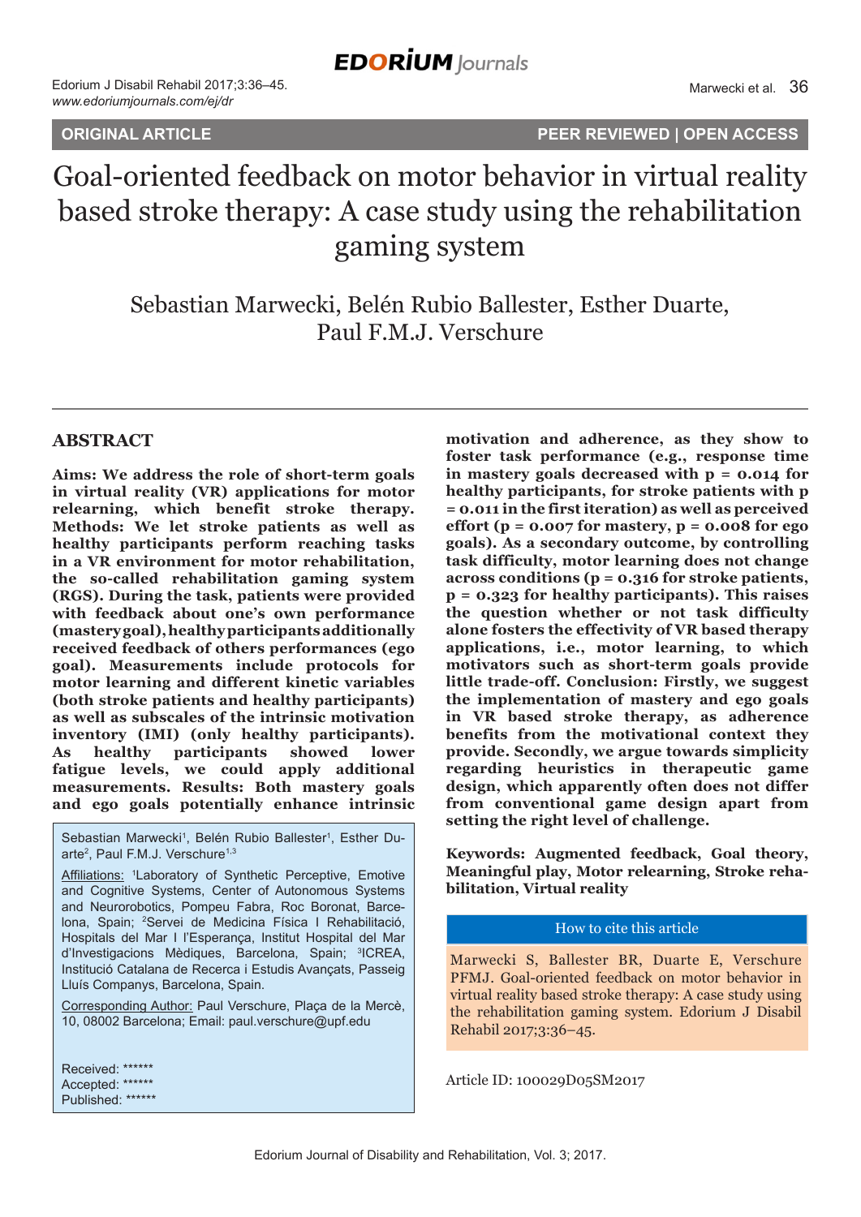ORIGINAL ARTICLE

PEER REVIEWED | OPEN ACCESS

# Goal-oriented feedback on motor behavior in virtual reality based stroke therapy: A case study using the rehabilitation gaming system

Sebastian Marwecki, Belén Rubio Ballester, Esther Duarte, Paul F.M.J. Verschure

## ABSTRACT

**Aims: We address the role of short-term goals in virtual reality (VR) applications for motor relearning, which benefit stroke therapy. Methods: We let stroke patients as well as healthy participants perform reaching tasks in a VR environment for motor rehabilitation, the so-called rehabilitation gaming system (RGS). During the task, patients were provided with feedback about one's own performance (mastery goal), healthy participants additionally received feedback of others performances (ego goal). Measurements include protocols for motor learning and different kinetic variables (both stroke patients and healthy participants) as well as subscales of the intrinsic motivation inventory (IMI) (only healthy participants). As healthy participants showed lower fatigue levels, we could apply additional measurements. Results: Both mastery goals and ego goals potentially enhance intrinsic motivation and adherence, as they show to foster task performance (e.g., response time in mastery goals decreased with p = 0.014 for healthy participants, for stroke patients with p = 0.011 in the first iteration) as well as perceived effort (p = 0.007 for mastery, p = 0.008 for ego goals). As a secondary outcome, by controlling task difficulty, motor learning does not change across conditions (p = 0.316 for stroke patients, p = 0.323 for healthy participants). This raises the question whether or not task difficulty alone fosters the effectivity of VR based therapy applications, i.e., motor learning, to which motivators such as short-term goals provide little trade-off. Conclusion: Firstly, we suggest the implementation of mastery and ego goals in VR based stroke therapy, as adherence benefits from the motivational context they provide. Secondly, we argue towards simplicity regarding heuristics in therapeutic game design, which apparently often does not differ from conventional game design apart from setting the right level of challenge.**

**Keywords: Augmented feedback, Goal theory, Meaningful play, Motor relearning, Stroke rehabilitation, Virtual reality**

Sebastian Marwecki[1], Belén Rubio Ballester[1], Esther Duarte[2], Paul F.M.J. Verschure[1,3]

Affiliations: [1]Laboratory of Synthetic Perceptive, Emotive and Cognitive Systems, Center of Autonomous Systems and Neurorobotics, Pompeu Fabra, Roc Boronat, Barcelona, Spain; [2]Servei de Medicina Física I Rehabilitació, Hospitals del Mar I l'Esperança, Institut Hospital del Mar d'Investigacions Mèdiques, Barcelona, Spain; [3]ICREA, Institució Catalana de Recerca i Estudis Avançats, Passeig Lluís Companys, Barcelona, Spain.

Corresponding Author: Paul Verschure, Plaça de la Mercè, 10, 08002 Barcelona; Email: paul.verschure@upf.edu

Received: ******
Accepted: ******
Published: ******

**How to cite this article**

Marwecki S, Ballester BR, Duarte E, Verschure PFMJ. Goal-oriented feedback on motor behavior in virtual reality based stroke therapy: A case study using the rehabilitation gaming system. Edorium J Disabil Rehabil 2017;3:36–45.

Article ID: 100029D05SM2017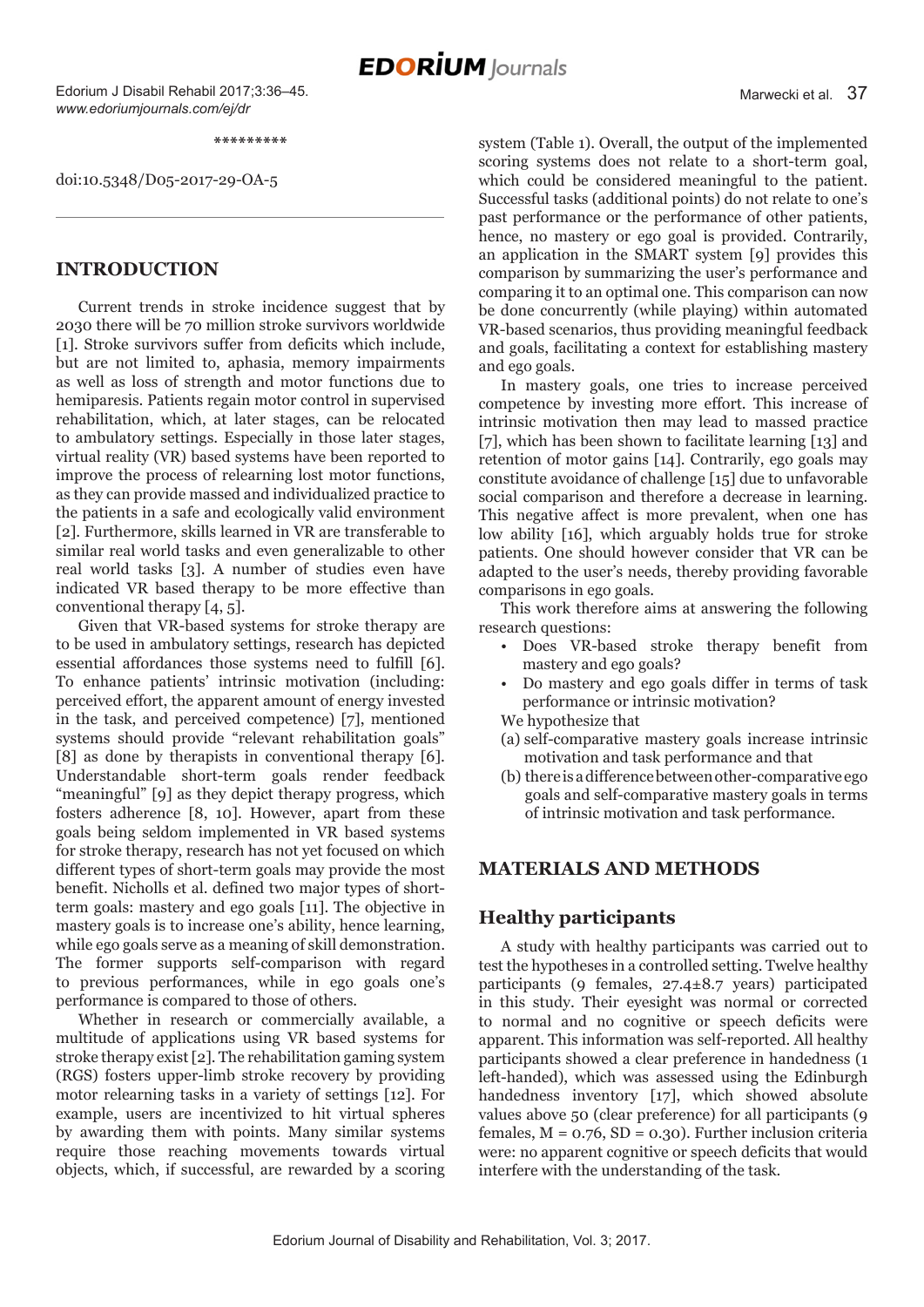\*\*\*\*\*\*\*\*\*

doi:10.5348/D05-2017-29-OA-5

## INTRODUCTION

Current trends in stroke incidence suggest that by 2030 there will be 70 million stroke survivors worldwide [1]. Stroke survivors suffer from deficits which include, but are not limited to, aphasia, memory impairments as well as loss of strength and motor functions due to hemiparesis. Patients regain motor control in supervised rehabilitation, which, at later stages, can be relocated to ambulatory settings. Especially in those later stages, virtual reality (VR) based systems have been reported to improve the process of relearning lost motor functions, as they can provide massed and individualized practice to the patients in a safe and ecologically valid environment [2]. Furthermore, skills learned in VR are transferable to similar real world tasks and even generalizable to other real world tasks [3]. A number of studies even have indicated VR based therapy to be more effective than conventional therapy [4, 5].

Given that VR-based systems for stroke therapy are to be used in ambulatory settings, research has depicted essential affordances those systems need to fulfill [6]. To enhance patients' intrinsic motivation (including: perceived effort, the apparent amount of energy invested in the task, and perceived competence) [7], mentioned systems should provide "relevant rehabilitation goals" [8] as done by therapists in conventional therapy [6]. Understandable short-term goals render feedback "meaningful" [9] as they depict therapy progress, which fosters adherence [8, 10]. However, apart from these goals being seldom implemented in VR based systems for stroke therapy, research has not yet focused on which different types of short-term goals may provide the most benefit. Nicholls et al. defined two major types of short-term goals: mastery and ego goals [11]. The objective in mastery goals is to increase one's ability, hence learning, while ego goals serve as a meaning of skill demonstration. The former supports self-comparison with regard to previous performances, while in ego goals one's performance is compared to those of others.

Whether in research or commercially available, a multitude of applications using VR based systems for stroke therapy exist [2]. The rehabilitation gaming system (RGS) fosters upper-limb stroke recovery by providing motor relearning tasks in a variety of settings [12]. For example, users are incentivized to hit virtual spheres by awarding them with points. Many similar systems require those reaching movements towards virtual objects, which, if successful, are rewarded by a scoring system (Table 1). Overall, the output of the implemented scoring systems does not relate to a short-term goal, which could be considered meaningful to the patient. Successful tasks (additional points) do not relate to one's past performance or the performance of other patients, hence, no mastery or ego goal is provided. Contrarily, an application in the SMART system [9] provides this comparison by summarizing the user's performance and comparing it to an optimal one. This comparison can now be done concurrently (while playing) within automated VR-based scenarios, thus providing meaningful feedback and goals, facilitating a context for establishing mastery and ego goals.

In mastery goals, one tries to increase perceived competence by investing more effort. This increase of intrinsic motivation then may lead to massed practice [7], which has been shown to facilitate learning [13] and retention of motor gains [14]. Contrarily, ego goals may constitute avoidance of challenge [15] due to unfavorable social comparison and therefore a decrease in learning. This negative affect is more prevalent, when one has low ability [16], which arguably holds true for stroke patients. One should however consider that VR can be adapted to the user's needs, thereby providing favorable comparisons in ego goals.

This work therefore aims at answering the following research questions:

- Does VR-based stroke therapy benefit from mastery and ego goals?
- Do mastery and ego goals differ in terms of task performance or intrinsic motivation?

We hypothesize that

(a) self-comparative mastery goals increase intrinsic motivation and task performance and that

(b) there is a difference between other-comparative ego goals and self-comparative mastery goals in terms of intrinsic motivation and task performance.

## MATERIALS AND METHODS

### Healthy participants

A study with healthy participants was carried out to test the hypotheses in a controlled setting. Twelve healthy participants (9 females, 27.4±8.7 years) participated in this study. Their eyesight was normal or corrected to normal and no cognitive or speech deficits were apparent. This information was self-reported. All healthy participants showed a clear preference in handedness (1 left-handed), which was assessed using the Edinburgh handedness inventory [17], which showed absolute values above 50 (clear preference) for all participants (9 females, M = 0.76, SD = 0.30). Further inclusion criteria were: no apparent cognitive or speech deficits that would interfere with the understanding of the task.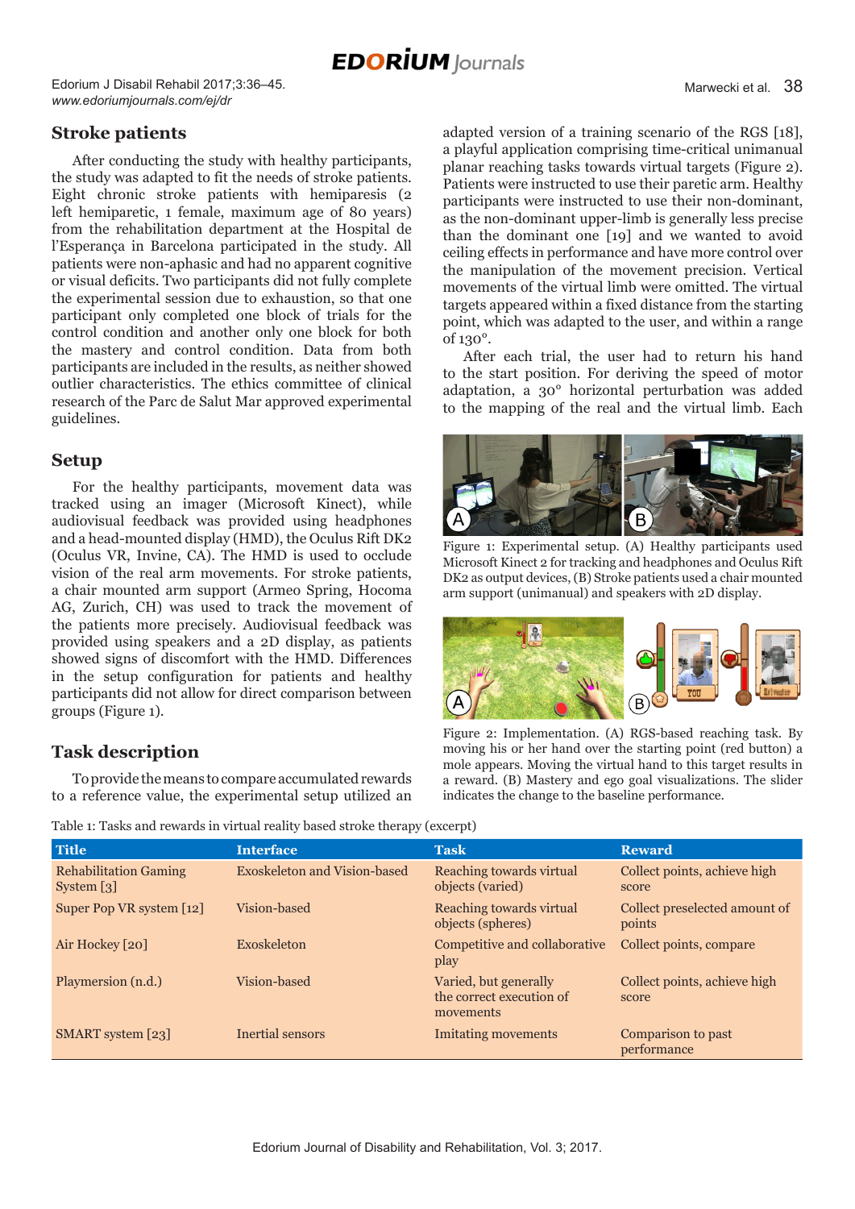## Stroke patients

After conducting the study with healthy participants, the study was adapted to fit the needs of stroke patients. Eight chronic stroke patients with hemiparesis (2 left hemiparetic, 1 female, maximum age of 80 years) from the rehabilitation department at the Hospital de l'Esperança in Barcelona participated in the study. All patients were non-aphasic and had no apparent cognitive or visual deficits. Two participants did not fully complete the experimental session due to exhaustion, so that one participant only completed one block of trials for the control condition and another only one block for both the mastery and control condition. Data from both participants are included in the results, as neither showed outlier characteristics. The ethics committee of clinical research of the Parc de Salut Mar approved experimental guidelines.

## Setup

For the healthy participants, movement data was tracked using an imager (Microsoft Kinect), while audiovisual feedback was provided using headphones and a head-mounted display (HMD), the Oculus Rift DK2 (Oculus VR, Invine, CA). The HMD is used to occlude vision of the real arm movements. For stroke patients, a chair mounted arm support (Armeo Spring, Hocoma AG, Zurich, CH) was used to track the movement of the patients more precisely. Audiovisual feedback was provided using speakers and a 2D display, as patients showed signs of discomfort with the HMD. Differences in the setup configuration for patients and healthy participants did not allow for direct comparison between groups (Figure 1).

## Task description

To provide the means to compare accumulated rewards to a reference value, the experimental setup utilized an adapted version of a training scenario of the RGS [18], a playful application comprising time-critical unimanual planar reaching tasks towards virtual targets (Figure 2). Patients were instructed to use their paretic arm. Healthy participants were instructed to use their non-dominant, as the non-dominant upper-limb is generally less precise than the dominant one [19] and we wanted to avoid ceiling effects in performance and have more control over the manipulation of the movement precision. Vertical movements of the virtual limb were omitted. The virtual targets appeared within a fixed distance from the starting point, which was adapted to the user, and within a range of 130°.

After each trial, the user had to return his hand to the start position. For deriving the speed of motor adaptation, a 30° horizontal perturbation was added to the mapping of the real and the virtual limb. Each

Figure 1: Experimental setup. (A) Healthy participants used Microsoft Kinect 2 for tracking and headphones and Oculus Rift DK2 as output devices, (B) Stroke patients used a chair mounted arm support (unimanual) and speakers with 2D display.

Figure 2: Implementation. (A) RGS-based reaching task. By moving his or her hand over the starting point (red button) a mole appears. Moving the virtual hand to this target results in a reward. (B) Mastery and ego goal visualizations. The slider indicates the change to the baseline performance.

Table 1: Tasks and rewards in virtual reality based stroke therapy (excerpt)

| Title | Interface | Task | Reward |
|---|---|---|---|
| Rehabilitation Gaming System [3] | Exoskeleton and Vision-based | Reaching towards virtual objects (varied) | Collect points, achieve high score |
| Super Pop VR system [12] | Vision-based | Reaching towards virtual objects (spheres) | Collect preselected amount of points |
| Air Hockey [20] | Exoskeleton | Competitive and collaborative play | Collect points, compare |
| Playmersion (n.d.) | Vision-based | Varied, but generally the correct execution of movements | Collect points, achieve high score |
| SMART system [23] | Inertial sensors | Imitating movements | Comparison to past performance |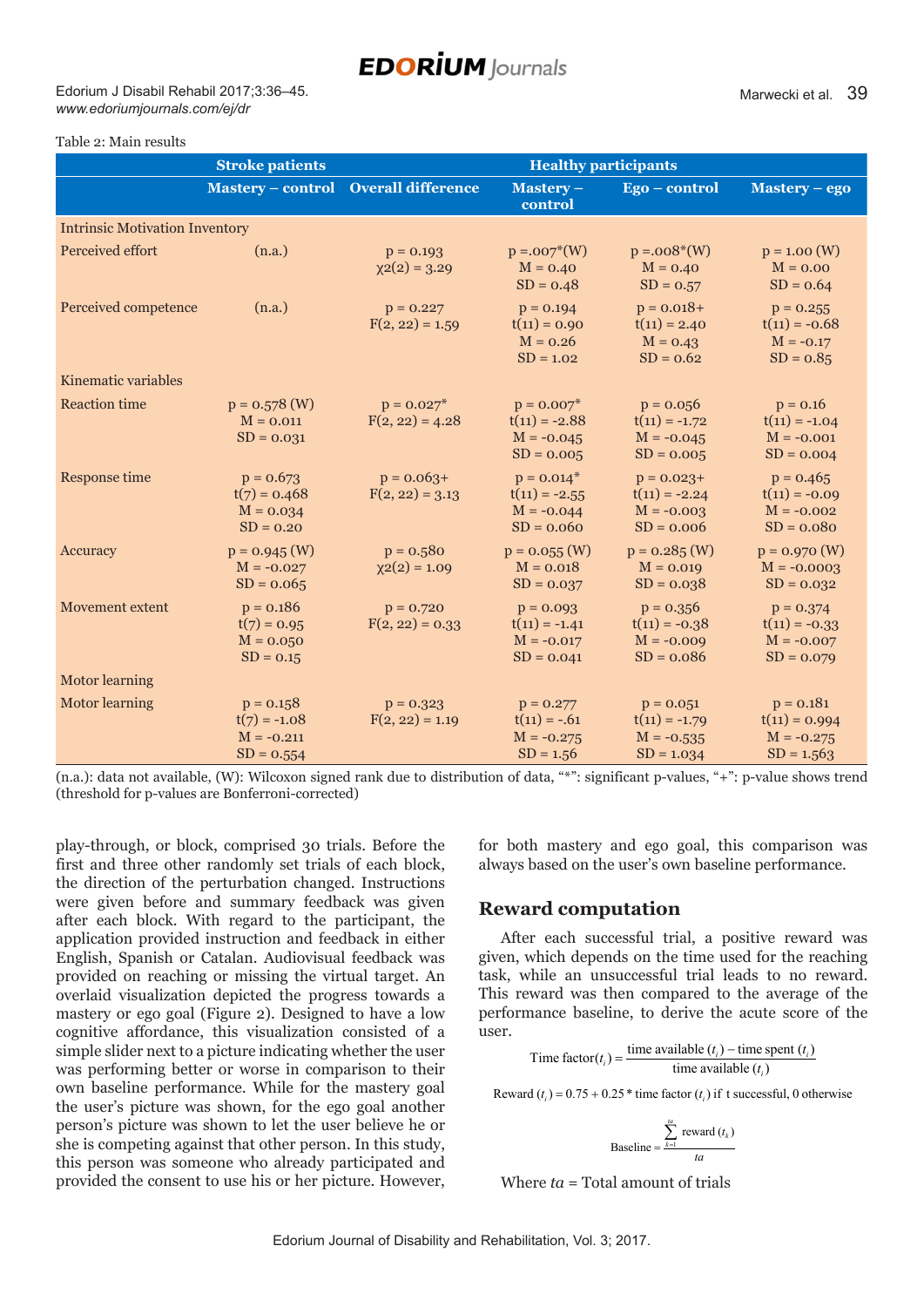Table 2: Main results

| | Stroke patients | Healthy participants | | | |
|---|---|---|---|---|---|
| | Mastery – control | Overall difference | Mastery – control | Ego – control | Mastery – ego |
| Intrinsic Motivation Inventory | | | | | |
| Perceived effort | (n.a.) | p = 0.193<br>χ2(2) = 3.29 | p =.007*(W)<br>M = 0.40<br>SD = 0.48 | p =.008*(W)<br>M = 0.40<br>SD = 0.57 | p = 1.00 (W)<br>M = 0.00<br>SD = 0.64 |
| Perceived competence | (n.a.) | p = 0.227<br>F(2, 22) = 1.59 | p = 0.194<br>t(11) = 0.90<br>M = 0.26<br>SD = 1.02 | p = 0.018+<br>t(11) = 2.40<br>M = 0.43<br>SD = 0.62 | p = 0.255<br>t(11) = -0.68<br>M = -0.17<br>SD = 0.85 |
| Kinematic variables | | | | | |
| Reaction time | p = 0.578 (W)<br>M = 0.011<br>SD = 0.031 | p = 0.027*<br>F(2, 22) = 4.28 | p = 0.007*<br>t(11) = -2.88<br>M = -0.045<br>SD = 0.005 | p = 0.056<br>t(11) = -1.72<br>M = -0.045<br>SD = 0.005 | p = 0.16<br>t(11) = -1.04<br>M = -0.001<br>SD = 0.004 |
| Response time | p = 0.673<br>t(7) = 0.468<br>M = 0.034<br>SD = 0.20 | p = 0.063+<br>F(2, 22) = 3.13 | p = 0.014*<br>t(11) = -2.55<br>M = -0.044<br>SD = 0.060 | p = 0.023+<br>t(11) = -2.24<br>M = -0.003<br>SD = 0.006 | p = 0.465<br>t(11) = -0.09<br>M = -0.002<br>SD = 0.080 |
| Accuracy | p = 0.945 (W)<br>M = -0.027<br>SD = 0.065 | p = 0.580<br>χ2(2) = 1.09 | p = 0.055 (W)<br>M = 0.018<br>SD = 0.037 | p = 0.285 (W)<br>M = 0.019<br>SD = 0.038 | p = 0.970 (W)<br>M = -0.0003<br>SD = 0.032 |
| Movement extent | p = 0.186<br>t(7) = 0.95<br>M = 0.050<br>SD = 0.15 | p = 0.720<br>F(2, 22) = 0.33 | p = 0.093<br>t(11) = -1.41<br>M = -0.017<br>SD = 0.041 | p = 0.356<br>t(11) = -0.38<br>M = -0.009<br>SD = 0.086 | p = 0.374<br>t(11) = -0.33<br>M = -0.007<br>SD = 0.079 |
| Motor learning | | | | | |
| Motor learning | p = 0.158<br>t(7) = -1.08<br>M = -0.211<br>SD = 0.554 | p = 0.323<br>F(2, 22) = 1.19 | p = 0.277<br>t(11) = -.61<br>M = -0.275<br>SD = 1.56 | p = 0.051<br>t(11) = -1.79<br>M = -0.535<br>SD = 1.034 | p = 0.181<br>t(11) = 0.994<br>M = -0.275<br>SD = 1.563 |

(n.a.): data not available, (W): Wilcoxon signed rank due to distribution of data, "*": significant p-values, "+": p-value shows trend (threshold for p-values are Bonferroni-corrected)

play-through, or block, comprised 30 trials. Before the first and three other randomly set trials of each block, the direction of the perturbation changed. Instructions were given before and summary feedback was given after each block. With regard to the participant, the application provided instruction and feedback in either English, Spanish or Catalan. Audiovisual feedback was provided on reaching or missing the virtual target. An overlaid visualization depicted the progress towards a mastery or ego goal (Figure 2). Designed to have a low cognitive affordance, this visualization consisted of a simple slider next to a picture indicating whether the user was performing better or worse in comparison to their own baseline performance. While for the mastery goal the user's picture was shown, for the ego goal another person's picture was shown to let the user believe he or she is competing against that other person. In this study, this person was someone who already participated and provided the consent to use his or her picture. However, for both mastery and ego goal, this comparison was always based on the user's own baseline performance.

## Reward computation

After each successful trial, a positive reward was given, which depends on the time used for the reaching task, while an unsuccessful trial leads to no reward. This reward was then compared to the average of the performance baseline, to derive the acute score of the user.

$$\text{Time factor}(t_i) = \frac{\text{time available }(t_i) - \text{time spent }(t_i)}{\text{time available }(t_i)}$$

$$\text{Reward }(t_i) = 0.75 + 0.25 * \text{time factor }(t_i) \text{ if t successful, 0 otherwise}$$

$$\text{Baseline} = \frac{\sum_{k=1}^{ta} \text{reward }(t_k)}{ta}$$

Where $ta$ = Total amount of trials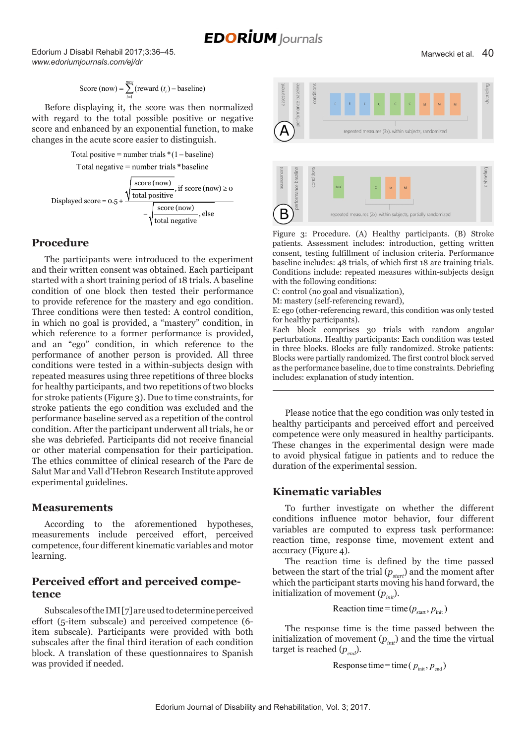$$\text{Score (now)} = \sum_{i=1}^{now} (\text{reward}(t_i) - \text{baseline})$$

Before displaying it, the score was then normalized with regard to the total possible positive or negative score and enhanced by an exponential function, to make changes in the acute score easier to distinguish.

$$\text{Total positive} = \text{number trials} * (1 - \text{baseline})$$

$$\text{Total negative} = \text{number trials} * \text{baseline}$$

$$\text{Displayed score} = 0.5 + \begin{cases} \sqrt{\dfrac{\text{score (now)}}{\text{total positive}}}, & \text{if score (now)} \geq 0 \\ -\sqrt{\dfrac{\text{score (now)}}{\text{total negative}}}, & \text{else} \end{cases}$$

## Procedure

The participants were introduced to the experiment and their written consent was obtained. Each participant started with a short training period of 18 trials. A baseline condition of one block then tested their performance to provide reference for the mastery and ego condition. Three conditions were then tested: A control condition, in which no goal is provided, a "mastery" condition, in which reference to a former performance is provided, and an "ego" condition, in which reference to the performance of another person is provided. All three conditions were tested in a within-subjects design with repeated measures using three repetitions of three blocks for healthy participants, and two repetitions of two blocks for stroke patients (Figure 3). Due to time constraints, for stroke patients the ego condition was excluded and the performance baseline served as a repetition of the control condition. After the participant underwent all trials, he or she was debriefed. Participants did not receive financial or other material compensation for their participation. The ethics committee of clinical research of the Parc de Salut Mar and Vall d'Hebron Research Institute approved experimental guidelines.

## Measurements

According to the aforementioned hypotheses, measurements include perceived effort, perceived competence, four different kinematic variables and motor learning.

## Perceived effort and perceived competence

Subscales of the IMI [7] are used to determine perceived effort (5-item subscale) and perceived competence (6-item subscale). Participants were provided with both subscales after the final third iteration of each condition block. A translation of these questionnaires to Spanish was provided if needed.

Figure 3: Procedure. (A) Healthy participants. (B) Stroke patients. Assessment includes: introduction, getting written consent, testing fulfillment of inclusion criteria. Performance baseline includes: 48 trials, of which first 18 are training trials. Conditions include: repeated measures within-subjects design with the following conditions:
C: control (no goal and visualization),
M: mastery (self-referencing reward),
E: ego (other-referencing reward, this condition was only tested for healthy participants).
Each block comprises 30 trials with random angular perturbations. Healthy participants: Each condition was tested in three blocks. Blocks are fully randomized. Stroke patients: Blocks were partially randomized. The first control block served as the performance baseline, due to time constraints. Debriefing includes: explanation of study intention.

Please notice that the ego condition was only tested in healthy participants and perceived effort and perceived competence were only measured in healthy participants. These changes in the experimental design were made to avoid physical fatigue in patients and to reduce the duration of the experimental session.

## Kinematic variables

To further investigate on whether the different conditions influence motor behavior, four different variables are computed to express task performance: reaction time, response time, movement extent and accuracy (Figure 4).

The reaction time is defined by the time passed between the start of the trial ($p_{start}$) and the moment after which the participant starts moving his hand forward, the initialization of movement ($p_{init}$).

$$\text{Reaction time} = \text{time}(p_{\text{start}}, p_{\text{init}})$$

The response time is the time passed between the initialization of movement ($p_{init}$) and the time the virtual target is reached ($p_{end}$).

$$\text{Response time} = \text{time}(p_{\text{init}}, p_{\text{end}})$$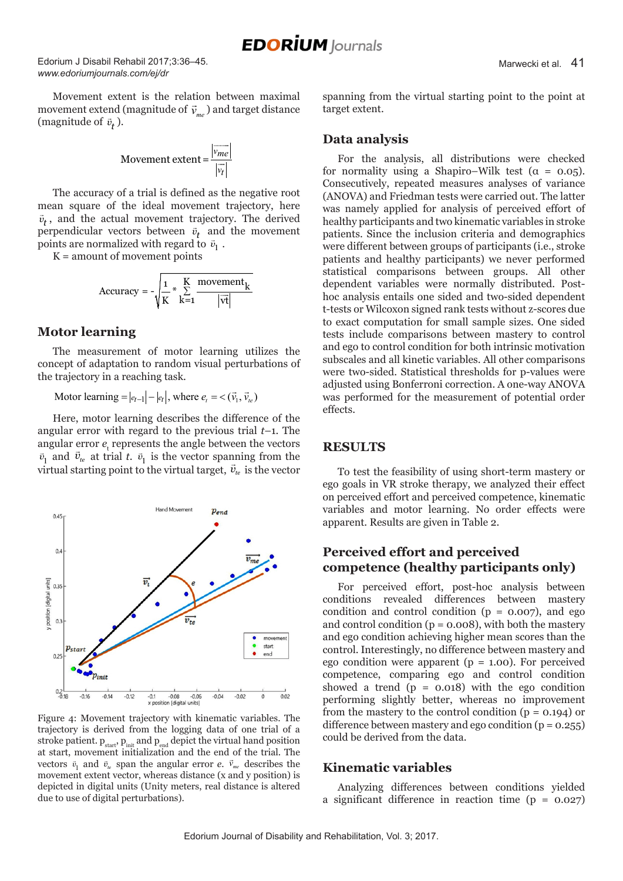Movement extent is the relation between maximal movement extend (magnitude of $\vec{v}_{me}$) and target distance (magnitude of $\vec{v}_t$).

$$\text{Movement extent} = \frac{|\vec{v}_{me}|}{|\vec{v}_t|}$$

The accuracy of a trial is defined as the negative root mean square of the ideal movement trajectory, here $\vec{v}_t$, and the actual movement trajectory. The derived perpendicular vectors between $\vec{v}_t$ and the movement points are normalized with regard to $\vec{v}_1$.

K = amount of movement points

$$\text{Accuracy} = -\sqrt{\frac{1}{K} * \sum_{k=1}^{K} \frac{\text{movement}_k}{|\text{vt}|}}$$

## Motor learning

The measurement of motor learning utilizes the concept of adaptation to random visual perturbations of the trajectory in a reaching task.

$$\text{Motor learning} = |e_{t-1}| - |e_t|, \text{ where } e_t = \sphericalangle(\vec{v}_1, \vec{v}_{te})$$

Here, motor learning describes the difference of the angular error with regard to the previous trial $t$–1. The angular error $e_t$ represents the angle between the vectors $\vec{v}_1$ and $\vec{v}_{te}$ at trial $t$. $\vec{v}_1$ is the vector spanning from the virtual starting point to the virtual target, $\vec{v}_{te}$ is the vector spanning from the virtual starting point to the point at target extent.

Figure 4: Movement trajectory with kinematic variables. The trajectory is derived from the logging data of one trial of a stroke patient. $p_{start}$, $p_{init}$ and $p_{end}$ depict the virtual hand position at start, movement initialization and the end of the trial. The vectors $\vec{v}_1$ and $\vec{v}_{te}$ span the angular error $e$. $\vec{v}_{me}$ describes the movement extent vector, whereas distance (x and y position) is depicted in digital units (Unity meters, real distance is altered due to use of digital perturbations).

## Data analysis

For the analysis, all distributions were checked for normality using a Shapiro–Wilk test ($\alpha$ = 0.05). Consecutively, repeated measures analyses of variance (ANOVA) and Friedman tests were carried out. The latter was namely applied for analysis of perceived effort of healthy participants and two kinematic variables in stroke patients. Since the inclusion criteria and demographics were different between groups of participants (i.e., stroke patients and healthy participants) we never performed statistical comparisons between groups. All other dependent variables were normally distributed. Post-hoc analysis entails one sided and two-sided dependent t-tests or Wilcoxon signed rank tests without z-scores due to exact computation for small sample sizes. One sided tests include comparisons between mastery to control and ego to control condition for both intrinsic motivation subscales and all kinetic variables. All other comparisons were two-sided. Statistical thresholds for p-values were adjusted using Bonferroni correction. A one-way ANOVA was performed for the measurement of potential order effects.

# RESULTS

To test the feasibility of using short-term mastery or ego goals in VR stroke therapy, we analyzed their effect on perceived effort and perceived competence, kinematic variables and motor learning. No order effects were apparent. Results are given in Table 2.

## Perceived effort and perceived competence (healthy participants only)

For perceived effort, post-hoc analysis between conditions revealed differences between mastery condition and control condition ($p$ = 0.007), and ego and control condition ($p$ = 0.008), with both the mastery and ego condition achieving higher mean scores than the control. Interestingly, no difference between mastery and ego condition were apparent ($p$ = 1.00). For perceived competence, comparing ego and control condition showed a trend ($p$ = 0.018) with the ego condition performing slightly better, whereas no improvement from the mastery to the control condition ($p$ = 0.194) or difference between mastery and ego condition ($p$ = 0.255) could be derived from the data.

## Kinematic variables

Analyzing differences between conditions yielded a significant difference in reaction time ($p$ = 0.027)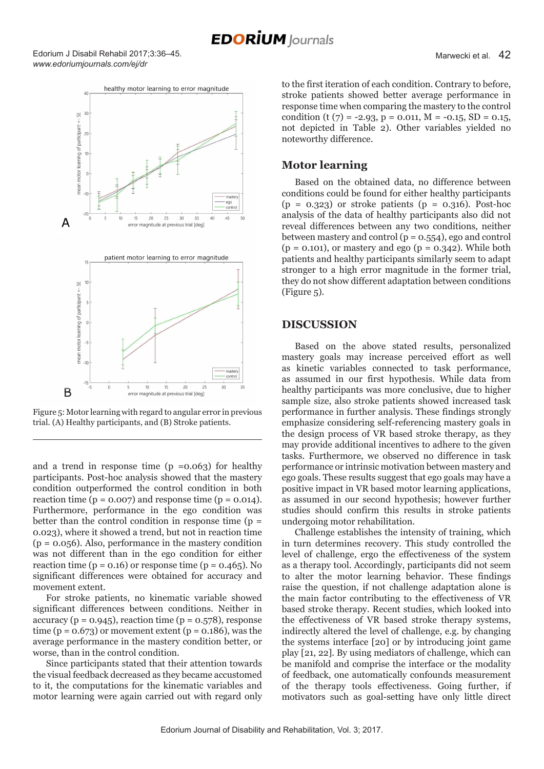Figure 5: Motor learning with regard to angular error in previous trial. (A) Healthy participants, and (B) Stroke patients.

and a trend in response time ($p = 0.063$) for healthy participants. Post-hoc analysis showed that the mastery condition outperformed the control condition in both reaction time ($p = 0.007$) and response time ($p = 0.014$). Furthermore, performance in the ego condition was better than the control condition in response time ($p = 0.023$), where it showed a trend, but not in reaction time ($p = 0.056$). Also, performance in the mastery condition was not different than in the ego condition for either reaction time ($p = 0.16$) or response time ($p = 0.465$). No significant differences were obtained for accuracy and movement extent.

For stroke patients, no kinematic variable showed significant differences between conditions. Neither in accuracy ($p = 0.945$), reaction time ($p = 0.578$), response time ($p = 0.673$) or movement extent ($p = 0.186$), was the average performance in the mastery condition better, or worse, than in the control condition.

Since participants stated that their attention towards the visual feedback decreased as they became accustomed to it, the computations for the kinematic variables and motor learning were again carried out with regard only to the first iteration of each condition. Contrary to before, stroke patients showed better average performance in response time when comparing the mastery to the control condition ($t(7) = -2.93$, $p = 0.011$, $M = -0.15$, $SD = 0.15$, not depicted in Table 2). Other variables yielded no noteworthy difference.

## Motor learning

Based on the obtained data, no difference between conditions could be found for either healthy participants ($p = 0.323$) or stroke patients ($p = 0.316$). Post-hoc analysis of the data of healthy participants also did not reveal differences between any two conditions, neither between mastery and control ($p = 0.554$), ego and control ($p = 0.101$), or mastery and ego ($p = 0.342$). While both patients and healthy participants similarly seem to adapt stronger to a high error magnitude in the former trial, they do not show different adaptation between conditions (Figure 5).

## DISCUSSION

Based on the above stated results, personalized mastery goals may increase perceived effort as well as kinetic variables connected to task performance, as assumed in our first hypothesis. While data from healthy participants was more conclusive, due to higher sample size, also stroke patients showed increased task performance in further analysis. These findings strongly emphasize considering self-referencing mastery goals in the design process of VR based stroke therapy, as they may provide additional incentives to adhere to the given tasks. Furthermore, we observed no difference in task performance or intrinsic motivation between mastery and ego goals. These results suggest that ego goals may have a positive impact in VR based motor learning applications, as assumed in our second hypothesis; however further studies should confirm this results in stroke patients undergoing motor rehabilitation.

Challenge establishes the intensity of training, which in turn determines recovery. This study controlled the level of challenge, ergo the effectiveness of the system as a therapy tool. Accordingly, participants did not seem to alter the motor learning behavior. These findings raise the question, if not challenge adaptation alone is the main factor contributing to the effectiveness of VR based stroke therapy. Recent studies, which looked into the effectiveness of VR based stroke therapy systems, indirectly altered the level of challenge, e.g. by changing the systems interface [20] or by introducing joint game play [21, 22]. By using mediators of challenge, which can be manifold and comprise the interface or the modality of feedback, one automatically confounds measurement of the therapy tools effectiveness. Going further, if motivators such as goal-setting have only little direct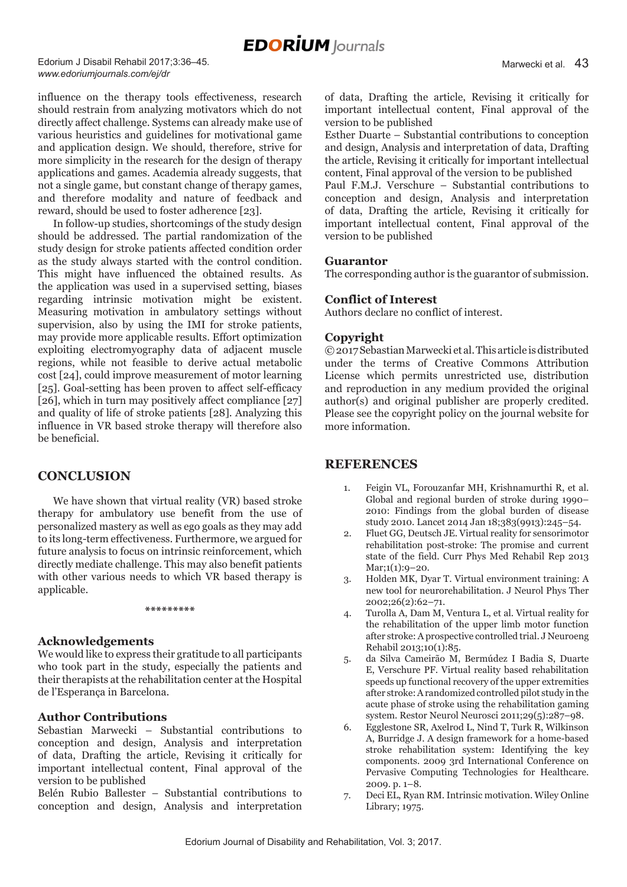influence on the therapy tools effectiveness, research should restrain from analyzing motivators which do not directly affect challenge. Systems can already make use of various heuristics and guidelines for motivational game and application design. We should, therefore, strive for more simplicity in the research for the design of therapy applications and games. Academia already suggests, that not a single game, but constant change of therapy games, and therefore modality and nature of feedback and reward, should be used to foster adherence [23].

In follow-up studies, shortcomings of the study design should be addressed. The partial randomization of the study design for stroke patients affected condition order as the study always started with the control condition. This might have influenced the obtained results. As the application was used in a supervised setting, biases regarding intrinsic motivation might be existent. Measuring motivation in ambulatory settings without supervision, also by using the IMI for stroke patients, may provide more applicable results. Effort optimization exploiting electromyography data of adjacent muscle regions, while not feasible to derive actual metabolic cost [24], could improve measurement of motor learning [25]. Goal-setting has been proven to affect self-efficacy [26], which in turn may positively affect compliance [27] and quality of life of stroke patients [28]. Analyzing this influence in VR based stroke therapy will therefore also be beneficial.

## CONCLUSION

We have shown that virtual reality (VR) based stroke therapy for ambulatory use benefit from the use of personalized mastery as well as ego goals as they may add to its long-term effectiveness. Furthermore, we argued for future analysis to focus on intrinsic reinforcement, which directly mediate challenge. This may also benefit patients with other various needs to which VR based therapy is applicable.

*********

### Acknowledgements

We would like to express their gratitude to all participants who took part in the study, especially the patients and their therapists at the rehabilitation center at the Hospital de l'Esperança in Barcelona.

### Author Contributions

Sebastian Marwecki – Substantial contributions to conception and design, Analysis and interpretation of data, Drafting the article, Revising it critically for important intellectual content, Final approval of the version to be published

Belén Rubio Ballester – Substantial contributions to conception and design, Analysis and interpretation of data, Drafting the article, Revising it critically for important intellectual content, Final approval of the version to be published

Esther Duarte – Substantial contributions to conception and design, Analysis and interpretation of data, Drafting the article, Revising it critically for important intellectual content, Final approval of the version to be published

Paul F.M.J. Verschure – Substantial contributions to conception and design, Analysis and interpretation of data, Drafting the article, Revising it critically for important intellectual content, Final approval of the version to be published

### Guarantor

The corresponding author is the guarantor of submission.

### Conflict of Interest

Authors declare no conflict of interest.

### Copyright

© 2017 Sebastian Marwecki et al. This article is distributed under the terms of Creative Commons Attribution License which permits unrestricted use, distribution and reproduction in any medium provided the original author(s) and original publisher are properly credited. Please see the copyright policy on the journal website for more information.

## REFERENCES

1. Feigin VL, Forouzanfar MH, Krishnamurthi R, et al. Global and regional burden of stroke during 1990–2010: Findings from the global burden of disease study 2010. Lancet 2014 Jan 18;383(9913):245–54.
2. Fluet GG, Deutsch JE. Virtual reality for sensorimotor rehabilitation post-stroke: The promise and current state of the field. Curr Phys Med Rehabil Rep 2013 Mar;1(1):9–20.
3. Holden MK, Dyar T. Virtual environment training: A new tool for neurorehabilitation. J Neurol Phys Ther 2002;26(2):62–71.
4. Turolla A, Dam M, Ventura L, et al. Virtual reality for the rehabilitation of the upper limb motor function after stroke: A prospective controlled trial. J Neuroeng Rehabil 2013;10(1):85.
5. da Silva Cameirão M, Bermúdez I Badia S, Duarte E, Verschure PF. Virtual reality based rehabilitation speeds up functional recovery of the upper extremities after stroke: A randomized controlled pilot study in the acute phase of stroke using the rehabilitation gaming system. Restor Neurol Neurosci 2011;29(5):287–98.
6. Egglestone SR, Axelrod L, Nind T, Turk R, Wilkinson A, Burridge J. A design framework for a home-based stroke rehabilitation system: Identifying the key components. 2009 3rd International Conference on Pervasive Computing Technologies for Healthcare. 2009. p. 1–8.
7. Deci EL, Ryan RM. Intrinsic motivation. Wiley Online Library; 1975.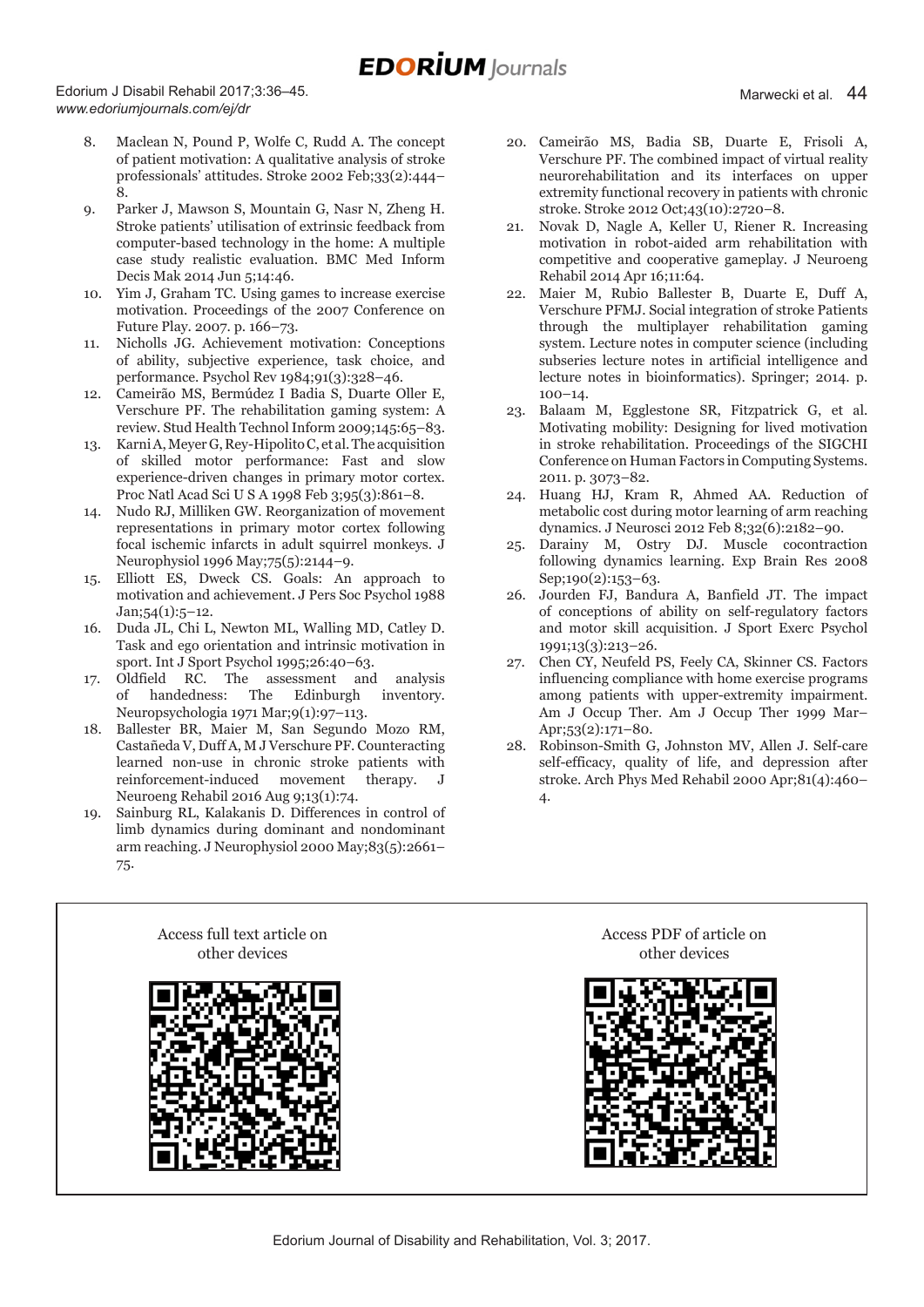8. Maclean N, Pound P, Wolfe C, Rudd A. The concept of patient motivation: A qualitative analysis of stroke professionals' attitudes. Stroke 2002 Feb;33(2):444–8.
9. Parker J, Mawson S, Mountain G, Nasr N, Zheng H. Stroke patients' utilisation of extrinsic feedback from computer-based technology in the home: A multiple case study realistic evaluation. BMC Med Inform Decis Mak 2014 Jun 5;14:46.
10. Yim J, Graham TC. Using games to increase exercise motivation. Proceedings of the 2007 Conference on Future Play. 2007. p. 166–73.
11. Nicholls JG. Achievement motivation: Conceptions of ability, subjective experience, task choice, and performance. Psychol Rev 1984;91(3):328–46.
12. Cameirão MS, Bermúdez I Badia S, Duarte Oller E, Verschure PF. The rehabilitation gaming system: A review. Stud Health Technol Inform 2009;145:65–83.
13. Karni A, Meyer G, Rey-Hipolito C, et al. The acquisition of skilled motor performance: Fast and slow experience-driven changes in primary motor cortex. Proc Natl Acad Sci U S A 1998 Feb 3;95(3):861–8.
14. Nudo RJ, Milliken GW. Reorganization of movement representations in primary motor cortex following focal ischemic infarcts in adult squirrel monkeys. J Neurophysiol 1996 May;75(5):2144–9.
15. Elliott ES, Dweck CS. Goals: An approach to motivation and achievement. J Pers Soc Psychol 1988 Jan;54(1):5–12.
16. Duda JL, Chi L, Newton ML, Walling MD, Catley D. Task and ego orientation and intrinsic motivation in sport. Int J Sport Psychol 1995;26:40–63.
17. Oldfield RC. The assessment and analysis of handedness: The Edinburgh inventory. Neuropsychologia 1971 Mar;9(1):97–113.
18. Ballester BR, Maier M, San Segundo Mozo RM, Castañeda V, Duff A, M J Verschure PF. Counteracting learned non-use in chronic stroke patients with reinforcement-induced movement therapy. J Neuroeng Rehabil 2016 Aug 9;13(1):74.
19. Sainburg RL, Kalakanis D. Differences in control of limb dynamics during dominant and nondominant arm reaching. J Neurophysiol 2000 May;83(5):2661–75.
20. Cameirão MS, Badia SB, Duarte E, Frisoli A, Verschure PF. The combined impact of virtual reality neurorehabilitation and its interfaces on upper extremity functional recovery in patients with chronic stroke. Stroke 2012 Oct;43(10):2720–8.
21. Novak D, Nagle A, Keller U, Riener R. Increasing motivation in robot-aided arm rehabilitation with competitive and cooperative gameplay. J Neuroeng Rehabil 2014 Apr 16;11:64.
22. Maier M, Rubio Ballester B, Duarte E, Duff A, Verschure PFMJ. Social integration of stroke Patients through the multiplayer rehabilitation gaming system. Lecture notes in computer science (including subseries lecture notes in artificial intelligence and lecture notes in bioinformatics). Springer; 2014. p. 100–14.
23. Balaam M, Egglestone SR, Fitzpatrick G, et al. Motivating mobility: Designing for lived motivation in stroke rehabilitation. Proceedings of the SIGCHI Conference on Human Factors in Computing Systems. 2011. p. 3073–82.
24. Huang HJ, Kram R, Ahmed AA. Reduction of metabolic cost during motor learning of arm reaching dynamics. J Neurosci 2012 Feb 8;32(6):2182–90.
25. Darainy M, Ostry DJ. Muscle cocontraction following dynamics learning. Exp Brain Res 2008 Sep;190(2):153–63.
26. Jourden FJ, Bandura A, Banfield JT. The impact of conceptions of ability on self-regulatory factors and motor skill acquisition. J Sport Exerc Psychol 1991;13(3):213–26.
27. Chen CY, Neufeld PS, Feely CA, Skinner CS. Factors influencing compliance with home exercise programs among patients with upper-extremity impairment. Am J Occup Ther. Am J Occup Ther 1999 Mar–Apr;53(2):171–80.
28. Robinson-Smith G, Johnston MV, Allen J. Self-care self-efficacy, quality of life, and depression after stroke. Arch Phys Med Rehabil 2000 Apr;81(4):460–4.

Access full text article on other devices

Access PDF of article on other devices